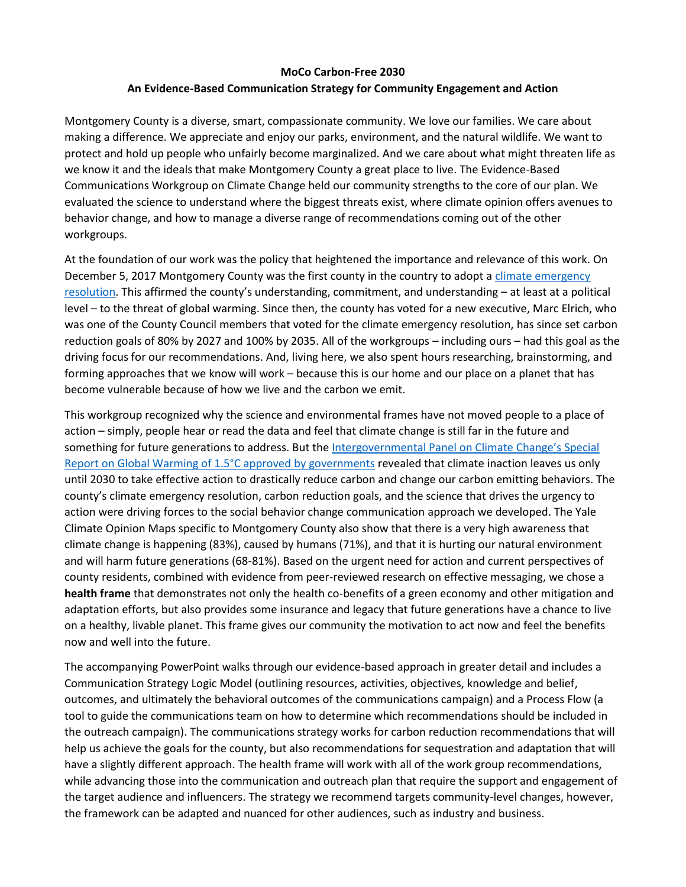**MoCo Carbon-Free 2030**

**An Evidence-Based Communication Strategy for Community Engagement and Action**

Montgomery County is a diverse, smart, compassionate community. We love our families. We care about making a difference. We appreciate and enjoy our parks, environment, and the natural wildlife. We want to protect and hold up people who unfairly become marginalized. And we care about what might threaten life as we know it and the ideals that make Montgomery County a great place to live. The Evidence-Based Communications Workgroup on Climate Change held our community strengths to the core of our plan. We evaluated the science to understand where the biggest threats exist, where climate opinion offers avenues to behavior change, and how to manage a diverse range of recommendations coming out of the other workgroups.

At the foundation of our work was the policy that heightened the importance and relevance of this work. On December 5, 2017 Montgomery County was the first county in the country to adopt a climate emergency resolution. This affirmed the county's understanding, commitment, and understanding – at least at a political level – to the threat of global warming. Since then, the county has voted for a new executive, Marc Elrich, who was one of the County Council members that voted for the climate emergency resolution, has since set carbon reduction goals of 80% by 2027 and 100% by 2035. All of the workgroups – including ours – had this goal as the driving focus for our recommendations. And, living here, we also spent hours researching, brainstorming, and forming approaches that we know will work – because this is our home and our place on a planet that has become vulnerable because of how we live and the carbon we emit.

This workgroup recognized why the science and environmental frames have not moved people to a place of action – simply, people hear or read the data and feel that climate change is still far in the future and something for future generations to address. But the Intergovernmental Panel on Climate Change's Special Report on Global Warming of 1.5°C approved by governments revealed that climate inaction leaves us only until 2030 to take effective action to drastically reduce carbon and change our carbon emitting behaviors. The county's climate emergency resolution, carbon reduction goals, and the science that drives the urgency to action were driving forces to the social behavior change communication approach we developed. The Yale Climate Opinion Maps specific to Montgomery County also show that there is a very high awareness that climate change is happening (83%), caused by humans (71%), and that it is hurting our natural environment and will harm future generations (68-81%). Based on the urgent need for action and current perspectives of county residents, combined with evidence from peer-reviewed research on effective messaging, we chose a **health frame** that demonstrates not only the health co-benefits of a green economy and other mitigation and adaptation efforts, but also provides some insurance and legacy that future generations have a chance to live on a healthy, livable planet. This frame gives our community the motivation to act now and feel the benefits now and well into the future.

The accompanying PowerPoint walks through our evidence-based approach in greater detail and includes a Communication Strategy Logic Model (outlining resources, activities, objectives, knowledge and belief, outcomes, and ultimately the behavioral outcomes of the communications campaign) and a Process Flow (a tool to guide the communications team on how to determine which recommendations should be included in the outreach campaign). The communications strategy works for carbon reduction recommendations that will help us achieve the goals for the county, but also recommendations for sequestration and adaptation that will have a slightly different approach. The health frame will work with all of the work group recommendations, while advancing those into the communication and outreach plan that require the support and engagement of the target audience and influencers. The strategy we recommend targets community-level changes, however, the framework can be adapted and nuanced for other audiences, such as industry and business.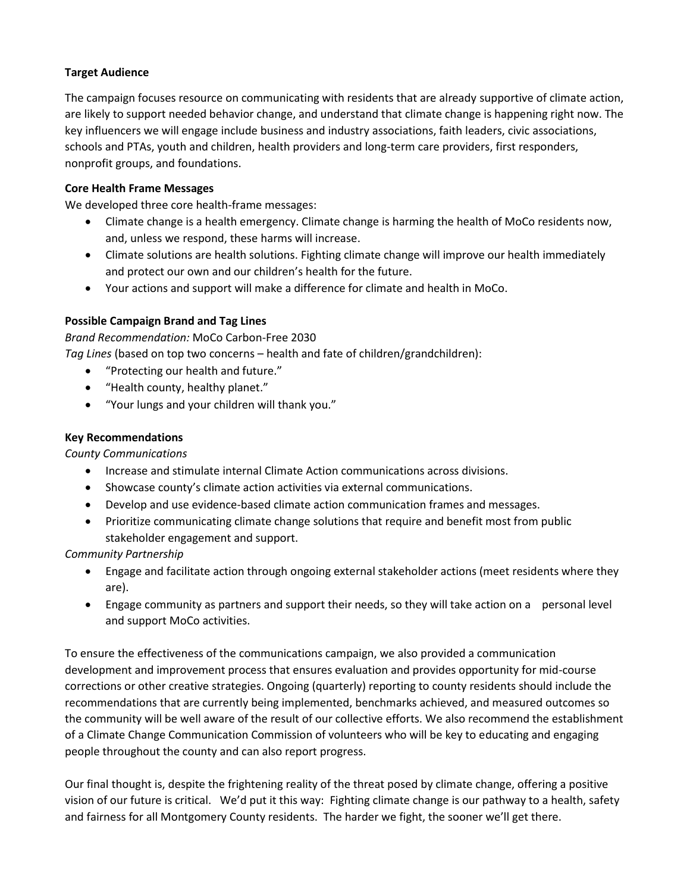**Target Audience**

The campaign focuses resource on communicating with residents that are already supportive of climate action, are likely to support needed behavior change, and understand that climate change is happening right now. The key influencers we will engage include business and industry associations, faith leaders, civic associations, schools and PTAs, youth and children, health providers and long-term care providers, first responders, nonprofit groups, and foundations.

**Core Health Frame Messages**

We developed three core health-frame messages:

- Climate change is a health emergency. Climate change is harming the health of MoCo residents now, and, unless we respond, these harms will increase.
- Climate solutions are health solutions. Fighting climate change will improve our health immediately and protect our own and our children's health for the future.
- Your actions and support will make a difference for climate and health in MoCo.

**Possible Campaign Brand and Tag Lines**

*Brand Recommendation:* MoCo Carbon-Free 2030

*Tag Lines* (based on top two concerns – health and fate of children/grandchildren):

- "Protecting our health and future."
- "Health county, healthy planet."
- "Your lungs and your children will thank you."

**Key Recommendations**

*County Communications*

- Increase and stimulate internal Climate Action communications across divisions.
- Showcase county's climate action activities via external communications.
- Develop and use evidence-based climate action communication frames and messages.
- Prioritize communicating climate change solutions that require and benefit most from public stakeholder engagement and support.

*Community Partnership*

- Engage and facilitate action through ongoing external stakeholder actions (meet residents where they are).
- Engage community as partners and support their needs, so they will take action on a personal level and support MoCo activities.

To ensure the effectiveness of the communications campaign, we also provided a communication development and improvement process that ensures evaluation and provides opportunity for mid-course corrections or other creative strategies. Ongoing (quarterly) reporting to county residents should include the recommendations that are currently being implemented, benchmarks achieved, and measured outcomes so the community will be well aware of the result of our collective efforts. We also recommend the establishment of a Climate Change Communication Commission of volunteers who will be key to educating and engaging people throughout the county and can also report progress.

Our final thought is, despite the frightening reality of the threat posed by climate change, offering a positive vision of our future is critical. We'd put it this way: Fighting climate change is our pathway to a health, safety and fairness for all Montgomery County residents. The harder we fight, the sooner we'll get there.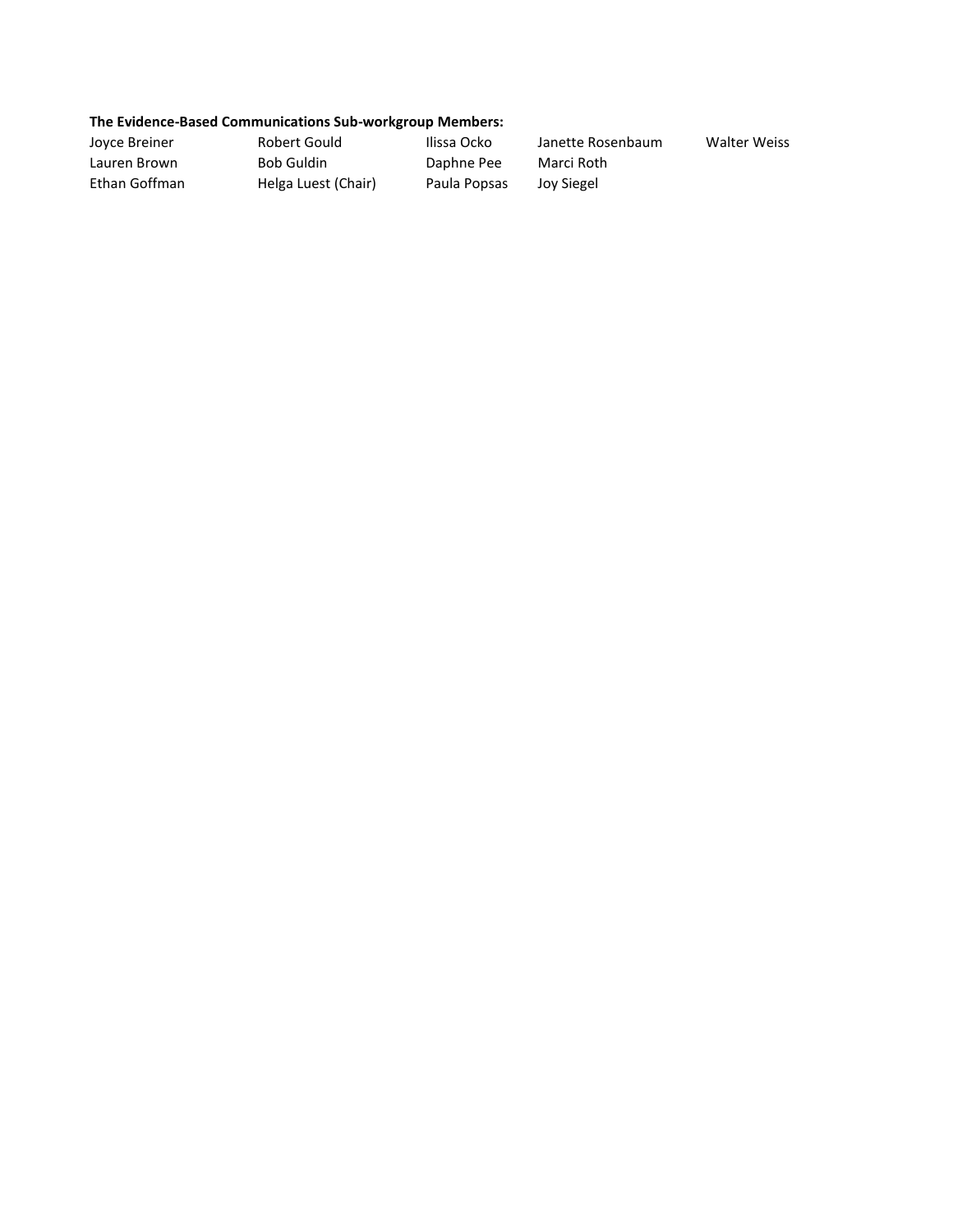**The Evidence-Based Communications Sub-workgroup Members:**

| | | | | |
|---|---|---|---|---|
| Joyce Breiner | Robert Gould | Ilissa Ocko | Janette Rosenbaum | Walter Weiss |
| Lauren Brown | Bob Guldin | Daphne Pee | Marci Roth | |
| Ethan Goffman | Helga Luest (Chair) | Paula Popsas | Joy Siegel | |